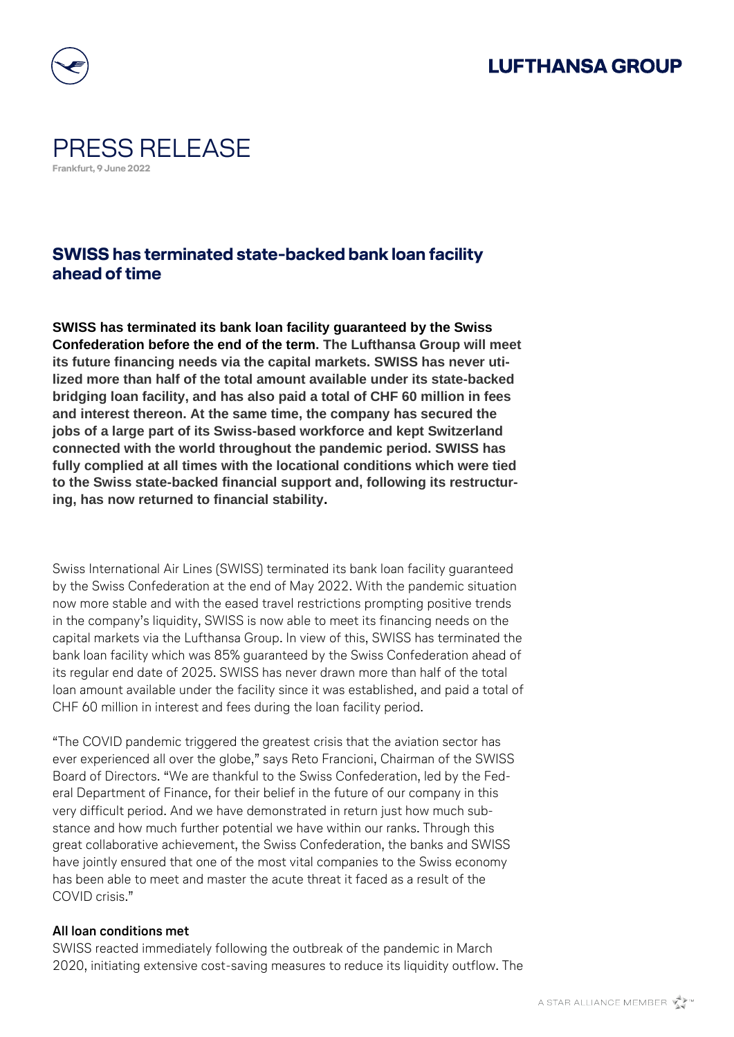# PRESS RELEASE

**Frankfurt, 9 June 2022**

## SWISS has terminated state-backed bank loan facility ahead of time

**SWISS has terminated its bank loan facility guaranteed by the Swiss Confederation before the end of the term. The Lufthansa Group will meet its future financing needs via the capital markets. SWISS has never utilized more than half of the total amount available under its state-backed bridging loan facility, and has also paid a total of CHF 60 million in fees and interest thereon. At the same time, the company has secured the jobs of a large part of its Swiss-based workforce and kept Switzerland connected with the world throughout the pandemic period. SWISS has fully complied at all times with the locational conditions which were tied to the Swiss state-backed financial support and, following its restructuring, has now returned to financial stability.**

Swiss International Air Lines (SWISS) terminated its bank loan facility guaranteed by the Swiss Confederation at the end of May 2022. With the pandemic situation now more stable and with the eased travel restrictions prompting positive trends in the company's liquidity, SWISS is now able to meet its financing needs on the capital markets via the Lufthansa Group. In view of this, SWISS has terminated the bank loan facility which was 85% guaranteed by the Swiss Confederation ahead of its regular end date of 2025. SWISS has never drawn more than half of the total loan amount available under the facility since it was established, and paid a total of CHF 60 million in interest and fees during the loan facility period.

"The COVID pandemic triggered the greatest crisis that the aviation sector has ever experienced all over the globe," says Reto Francioni, Chairman of the SWISS Board of Directors. "We are thankful to the Swiss Confederation, led by the Federal Department of Finance, for their belief in the future of our company in this very difficult period. And we have demonstrated in return just how much substance and how much further potential we have within our ranks. Through this great collaborative achievement, the Swiss Confederation, the banks and SWISS have jointly ensured that one of the most vital companies to the Swiss economy has been able to meet and master the acute threat it faced as a result of the COVID crisis."

### All loan conditions met

SWISS reacted immediately following the outbreak of the pandemic in March 2020, initiating extensive cost-saving measures to reduce its liquidity outflow. The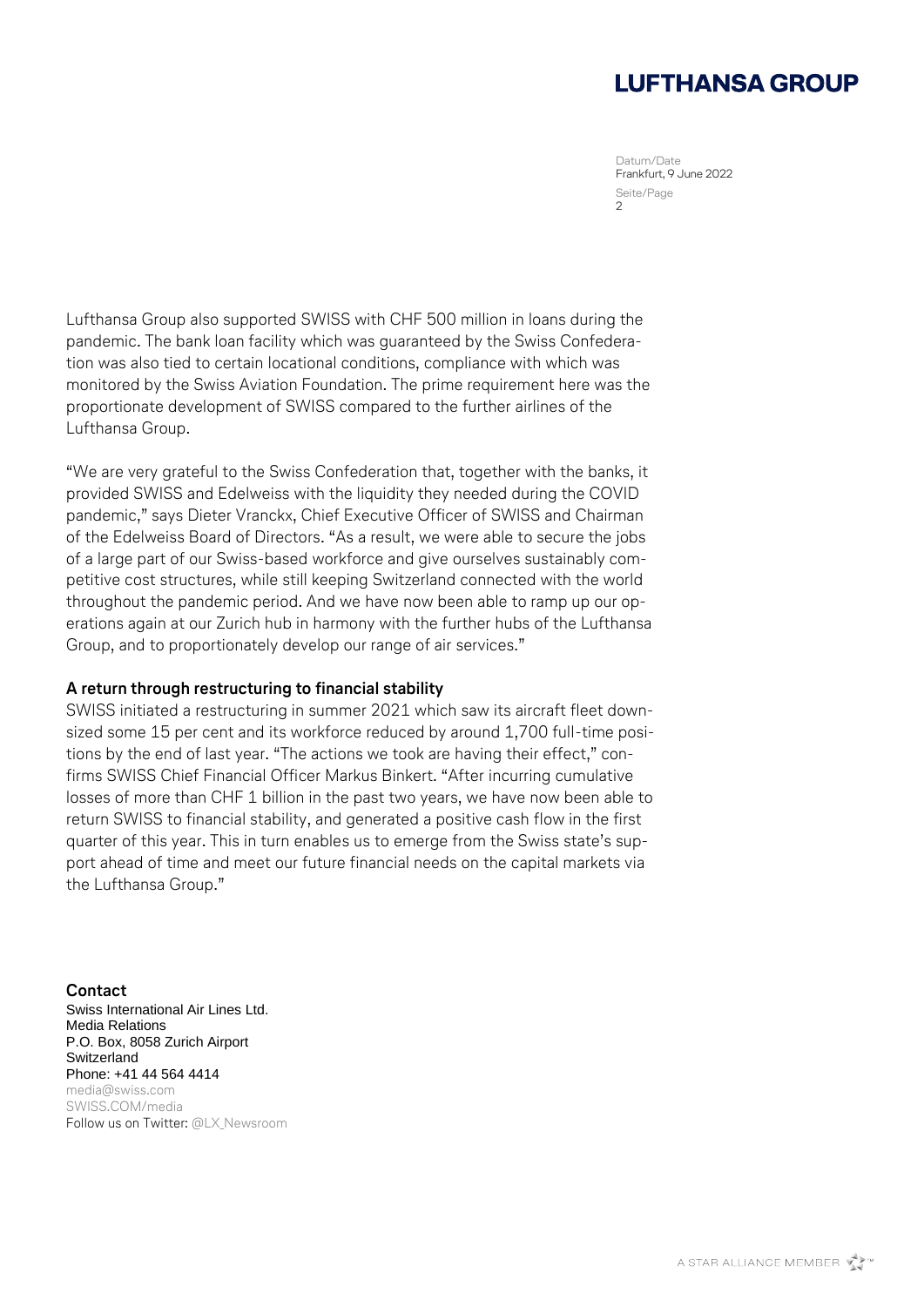Lufthansa Group also supported SWISS with CHF 500 million in loans during the pandemic. The bank loan facility which was guaranteed by the Swiss Confederation was also tied to certain locational conditions, compliance with which was monitored by the Swiss Aviation Foundation. The prime requirement here was the proportionate development of SWISS compared to the further airlines of the Lufthansa Group.

"We are very grateful to the Swiss Confederation that, together with the banks, it provided SWISS and Edelweiss with the liquidity they needed during the COVID pandemic," says Dieter Vranckx, Chief Executive Officer of SWISS and Chairman of the Edelweiss Board of Directors. "As a result, we were able to secure the jobs of a large part of our Swiss-based workforce and give ourselves sustainably competitive cost structures, while still keeping Switzerland connected with the world throughout the pandemic period. And we have now been able to ramp up our operations again at our Zurich hub in harmony with the further hubs of the Lufthansa Group, and to proportionately develop our range of air services."

**A return through restructuring to financial stability**

SWISS initiated a restructuring in summer 2021 which saw its aircraft fleet downsized some 15 per cent and its workforce reduced by around 1,700 full-time positions by the end of last year. "The actions we took are having their effect," confirms SWISS Chief Financial Officer Markus Binkert. "After incurring cumulative losses of more than CHF 1 billion in the past two years, we have now been able to return SWISS to financial stability, and generated a positive cash flow in the first quarter of this year. This in turn enables us to emerge from the Swiss state's support ahead of time and meet our future financial needs on the capital markets via the Lufthansa Group."

**Contact**

Swiss International Air Lines Ltd.
Media Relations
P.O. Box, 8058 Zurich Airport
Switzerland
Phone: +41 44 564 4414
media@swiss.com
SWISS.COM/media
Follow us on Twitter: @LX_Newsroom